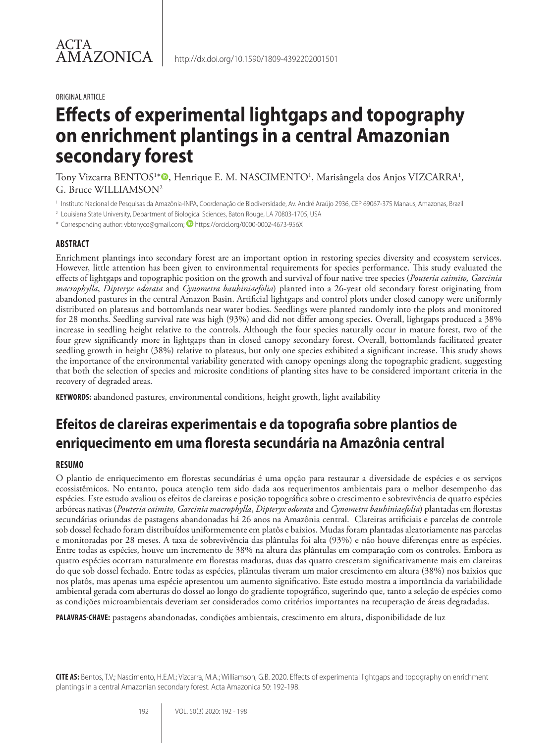ACTA AMAZONICA

http://dx.doi.org/10.1590/1809-4392202001501

ORIGINAL ARTICLE

# Effects of experimental lightgaps and topography on enrichment plantings in a central Amazonian secondary forest

Tony Vizcarra BENTOS[1]*, Henrique E. M. NASCIMENTO[1], Marisângela dos Anjos VIZCARRA[1], G. Bruce WILLIAMSON[2]

[1] Instituto Nacional de Pesquisas da Amazônia-INPA, Coordenação de Biodiversidade, Av. André Araújo 2936, CEP 69067-375 Manaus, Amazonas, Brazil

[2] Louisiana State University, Department of Biological Sciences, Baton Rouge, LA 70803-1705, USA

* Corresponding author: vbtonyco@gmail.com; https://orcid.org/0000-0002-4673-956X

## ABSTRACT

Enrichment plantings into secondary forest are an important option in restoring species diversity and ecosystem services. However, little attention has been given to environmental requirements for species performance. This study evaluated the effects of lightgaps and topographic position on the growth and survival of four native tree species (*Pouteria caimito, Garcinia macrophylla*, *Dipteryx odorata* and *Cynometra bauhiniaefolia*) planted into a 26-year old secondary forest originating from abandoned pastures in the central Amazon Basin. Artificial lightgaps and control plots under closed canopy were uniformly distributed on plateaus and bottomlands near water bodies. Seedlings were planted randomly into the plots and monitored for 28 months. Seedling survival rate was high (93%) and did not differ among species. Overall, lightgaps produced a 38% increase in seedling height relative to the controls. Although the four species naturally occur in mature forest, two of the four grew significantly more in lightgaps than in closed canopy secondary forest. Overall, bottomlands facilitated greater seedling growth in height (38%) relative to plateaus, but only one species exhibited a significant increase. This study shows the importance of the environmental variability generated with canopy openings along the topographic gradient, suggesting that both the selection of species and microsite conditions of planting sites have to be considered important criteria in the recovery of degraded areas.

**KEYWORDS:** abandoned pastures, environmental conditions, height growth, light availability

# Efeitos de clareiras experimentais e da topografia sobre plantios de enriquecimento em uma floresta secundária na Amazônia central

## RESUMO

O plantio de enriquecimento em florestas secundárias é uma opção para restaurar a diversidade de espécies e os serviços ecossistêmicos. No entanto, pouca atenção tem sido dada aos requerimentos ambientais para o melhor desempenho das espécies. Este estudo avaliou os efeitos de clareiras e posição topográfica sobre o crescimento e sobrevivência de quatro espécies arbóreas nativas (*Pouteria caimito, Garcinia macrophylla*, *Dipteryx odorata* and *Cynometra bauhiniaefolia*) plantadas em florestas secundárias oriundas de pastagens abandonadas há 26 anos na Amazônia central. Clareiras artificiais e parcelas de controle sob dossel fechado foram distribuídos uniformemente em platôs e baixios. Mudas foram plantadas aleatoriamente nas parcelas e monitoradas por 28 meses. A taxa de sobrevivência das plântulas foi alta (93%) e não houve diferenças entre as espécies. Entre todas as espécies, houve um incremento de 38% na altura das plântulas em comparação com os controles. Embora as quatro espécies ocorram naturalmente em florestas maduras, duas das quatro cresceram significativamente mais em clareiras do que sob dossel fechado. Entre todas as espécies, plântulas tiveram um maior crescimento em altura (38%) nos baixios que nos platôs, mas apenas uma espécie apresentou um aumento significativo. Este estudo mostra a importância da variabilidade ambiental gerada com aberturas do dossel ao longo do gradiente topográfico, sugerindo que, tanto a seleção de espécies como as condições microambientais deveriam ser considerados como critérios importantes na recuperação de áreas degradadas.

**PALAVRAS-CHAVE:** pastagens abandonadas, condições ambientais, crescimento em altura, disponibilidade de luz

**CITE AS:** Bentos, T.V.; Nascimento, H.E.M.; Vizcarra, M.A.; Williamson, G.B. 2020. Effects of experimental lightgaps and topography on enrichment plantings in a central Amazonian secondary forest. Acta Amazonica 50: 192-198.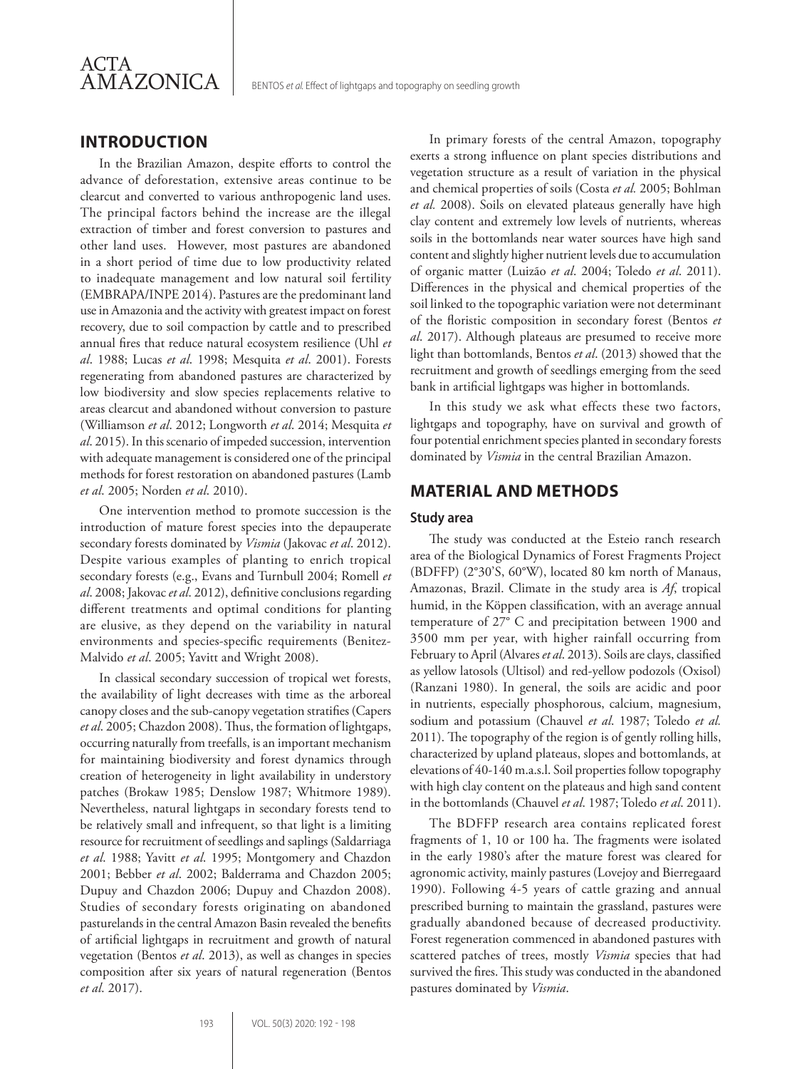## INTRODUCTION

In the Brazilian Amazon, despite efforts to control the advance of deforestation, extensive areas continue to be clearcut and converted to various anthropogenic land uses. The principal factors behind the increase are the illegal extraction of timber and forest conversion to pastures and other land uses. However, most pastures are abandoned in a short period of time due to low productivity related to inadequate management and low natural soil fertility (EMBRAPA/INPE 2014). Pastures are the predominant land use in Amazonia and the activity with greatest impact on forest recovery, due to soil compaction by cattle and to prescribed annual fires that reduce natural ecosystem resilience (Uhl *et al*. 1988; Lucas *et al*. 1998; Mesquita *et al*. 2001). Forests regenerating from abandoned pastures are characterized by low biodiversity and slow species replacements relative to areas clearcut and abandoned without conversion to pasture (Williamson *et al*. 2012; Longworth *et al.* 2014; Mesquita *et al*. 2015). In this scenario of impeded succession, intervention with adequate management is considered one of the principal methods for forest restoration on abandoned pastures (Lamb *et al*. 2005; Norden *et al*. 2010).

One intervention method to promote succession is the introduction of mature forest species into the depauperate secondary forests dominated by *Vismia* (Jakovac *et al*. 2012). Despite various examples of planting to enrich tropical secondary forests (e.g., Evans and Turnbull 2004; Romell *et al.* 2008; Jakovac *et al.* 2012), definitive conclusions regarding different treatments and optimal conditions for planting are elusive, as they depend on the variability in natural environments and species-specific requirements (Benitez-Malvido *et al*. 2005; Yavitt and Wright 2008).

In classical secondary succession of tropical wet forests, the availability of light decreases with time as the arboreal canopy closes and the sub-canopy vegetation stratifies (Capers *et al*. 2005; Chazdon 2008). Thus, the formation of lightgaps, occurring naturally from treefalls, is an important mechanism for maintaining biodiversity and forest dynamics through creation of heterogeneity in light availability in understory patches (Brokaw 1985; Denslow 1987; Whitmore 1989). Nevertheless, natural lightgaps in secondary forests tend to be relatively small and infrequent, so that light is a limiting resource for recruitment of seedlings and saplings (Saldarriaga *et al*. 1988; Yavitt *et al.* 1995; Montgomery and Chazdon 2001; Bebber *et al*. 2002; Balderrama and Chazdon 2005; Dupuy and Chazdon 2006; Dupuy and Chazdon 2008). Studies of secondary forests originating on abandoned pasturelands in the central Amazon Basin revealed the benefits of artificial lightgaps in recruitment and growth of natural vegetation (Bentos *et al*. 2013), as well as changes in species composition after six years of natural regeneration (Bentos *et al*. 2017).

In primary forests of the central Amazon, topography exerts a strong influence on plant species distributions and vegetation structure as a result of variation in the physical and chemical properties of soils (Costa *et al.* 2005; Bohlman *et al.* 2008). Soils on elevated plateaus generally have high clay content and extremely low levels of nutrients, whereas soils in the bottomlands near water sources have high sand content and slightly higher nutrient levels due to accumulation of organic matter (Luizão *et al*. 2004; Toledo *et al*. 2011). Differences in the physical and chemical properties of the soil linked to the topographic variation were not determinant of the floristic composition in secondary forest (Bentos *et al*. 2017). Although plateaus are presumed to receive more light than bottomlands, Bentos *et al*. (2013) showed that the recruitment and growth of seedlings emerging from the seed bank in artificial lightgaps was higher in bottomlands.

In this study we ask what effects these two factors, lightgaps and topography, have on survival and growth of four potential enrichment species planted in secondary forests dominated by *Vismia* in the central Brazilian Amazon.

## MATERIAL AND METHODS

### Study area

The study was conducted at the Esteio ranch research area of the Biological Dynamics of Forest Fragments Project (BDFFP) (2°30'S, 60°W), located 80 km north of Manaus, Amazonas, Brazil. Climate in the study area is *Af*, tropical humid, in the Köppen classification, with an average annual temperature of 27° C and precipitation between 1900 and 3500 mm per year, with higher rainfall occurring from February to April (Alvares *et al.* 2013). Soils are clays, classified as yellow latosols (Ultisol) and red-yellow podozols (Oxisol) (Ranzani 1980). In general, the soils are acidic and poor in nutrients, especially phosphorous, calcium, magnesium, sodium and potassium (Chauvel *et al*. 1987; Toledo *et al.* 2011). The topography of the region is of gently rolling hills, characterized by upland plateaus, slopes and bottomlands, at elevations of 40-140 m.a.s.l. Soil properties follow topography with high clay content on the plateaus and high sand content in the bottomlands (Chauvel *et al*. 1987; Toledo *et al.* 2011).

The BDFFP research area contains replicated forest fragments of 1, 10 or 100 ha. The fragments were isolated in the early 1980's after the mature forest was cleared for agronomic activity, mainly pastures (Lovejoy and Bierregaard 1990). Following 4-5 years of cattle grazing and annual prescribed burning to maintain the grassland, pastures were gradually abandoned because of decreased productivity. Forest regeneration commenced in abandoned pastures with scattered patches of trees, mostly *Vismia* species that had survived the fires. This study was conducted in the abandoned pastures dominated by *Vismia*.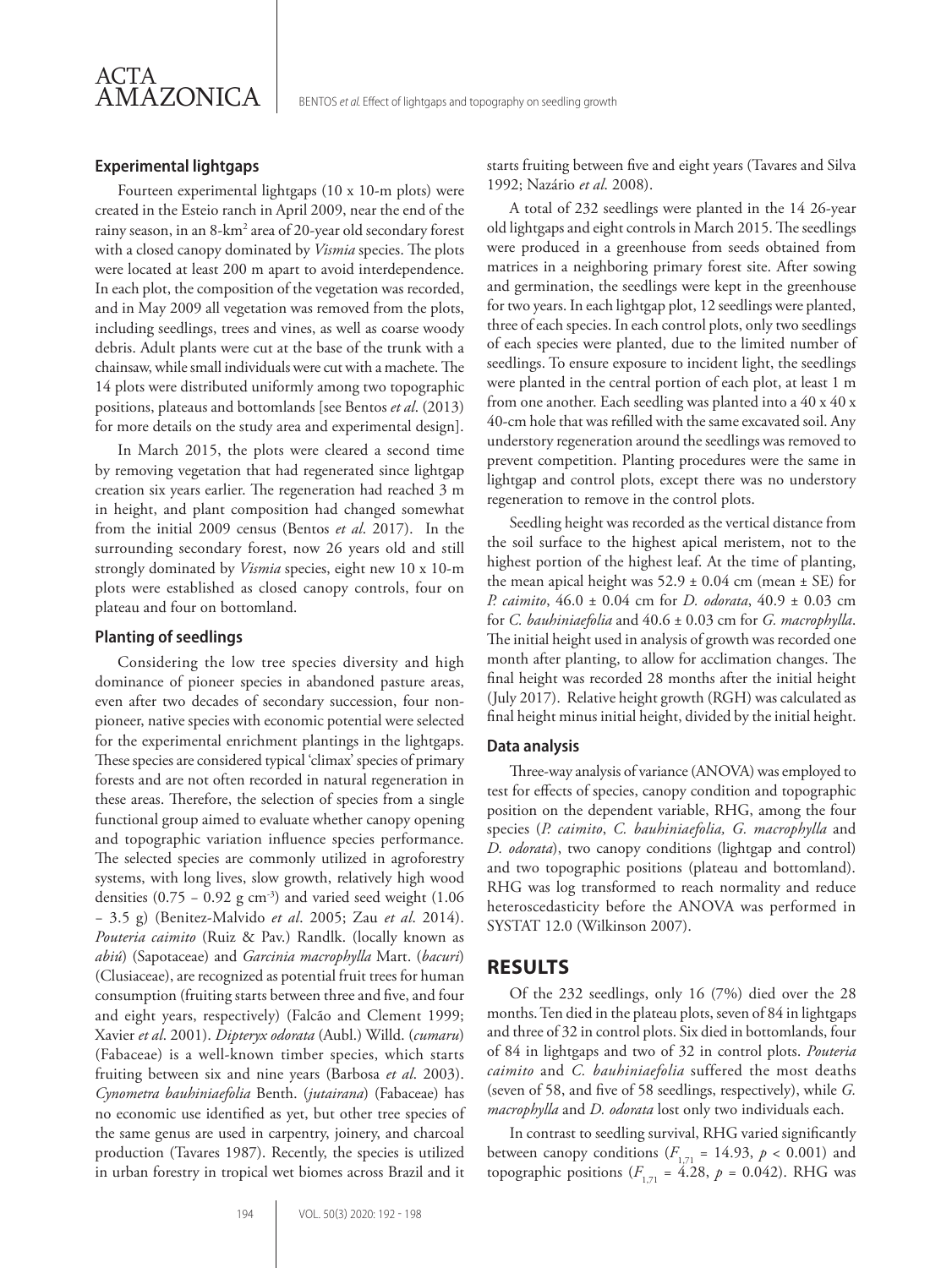### Experimental lightgaps

Fourteen experimental lightgaps (10 x 10-m plots) were created in the Esteio ranch in April 2009, near the end of the rainy season, in an 8-km$^2$ area of 20-year old secondary forest with a closed canopy dominated by *Vismia* species. The plots were located at least 200 m apart to avoid interdependence. In each plot, the composition of the vegetation was recorded, and in May 2009 all vegetation was removed from the plots, including seedlings, trees and vines, as well as coarse woody debris. Adult plants were cut at the base of the trunk with a chainsaw, while small individuals were cut with a machete. The 14 plots were distributed uniformly among two topographic positions, plateaus and bottomlands [see Bentos *et al*. (2013) for more details on the study area and experimental design].

In March 2015, the plots were cleared a second time by removing vegetation that had regenerated since lightgap creation six years earlier. The regeneration had reached 3 m in height, and plant composition had changed somewhat from the initial 2009 census (Bentos *et al*. 2017). In the surrounding secondary forest, now 26 years old and still strongly dominated by *Vismia* species, eight new 10 x 10-m plots were established as closed canopy controls, four on plateau and four on bottomland.

### Planting of seedlings

Considering the low tree species diversity and high dominance of pioneer species in abandoned pasture areas, even after two decades of secondary succession, four non-pioneer, native species with economic potential were selected for the experimental enrichment plantings in the lightgaps. These species are considered typical 'climax' species of primary forests and are not often recorded in natural regeneration in these areas. Therefore, the selection of species from a single functional group aimed to evaluate whether canopy opening and topographic variation influence species performance. The selected species are commonly utilized in agroforestry systems, with long lives, slow growth, relatively high wood densities (0.75 – 0.92 g cm$^{-3}$) and varied seed weight (1.06 – 3.5 g) (Benitez-Malvido *et al*. 2005; Zau *et al*. 2014). *Pouteria caimito* (Ruiz & Pav.) Randlk. (locally known as *abiú*) (Sapotaceae) and *Garcinia macrophylla* Mart. (*bacuri*) (Clusiaceae), are recognized as potential fruit trees for human consumption (fruiting starts between three and five, and four and eight years, respectively) (Falcão and Clement 1999; Xavier *et al*. 2001). *Dipteryx odorata* (Aubl.) Willd. (*cumaru*) (Fabaceae) is a well-known timber species, which starts fruiting between six and nine years (Barbosa *et al*. 2003). *Cynometra bauhiniaefolia* Benth. (*jutairana*) (Fabaceae) has no economic use identified as yet, but other tree species of the same genus are used in carpentry, joinery, and charcoal production (Tavares 1987). Recently, the species is utilized in urban forestry in tropical wet biomes across Brazil and it starts fruiting between five and eight years (Tavares and Silva 1992; Nazário *et al*. 2008).

A total of 232 seedlings were planted in the 14 26-year old lightgaps and eight controls in March 2015. The seedlings were produced in a greenhouse from seeds obtained from matrices in a neighboring primary forest site. After sowing and germination, the seedlings were kept in the greenhouse for two years. In each lightgap plot, 12 seedlings were planted, three of each species. In each control plots, only two seedlings of each species were planted, due to the limited number of seedlings. To ensure exposure to incident light, the seedlings were planted in the central portion of each plot, at least 1 m from one another. Each seedling was planted into a 40 x 40 x 40-cm hole that was refilled with the same excavated soil. Any understory regeneration around the seedlings was removed to prevent competition. Planting procedures were the same in lightgap and control plots, except there was no understory regeneration to remove in the control plots.

Seedling height was recorded as the vertical distance from the soil surface to the highest apical meristem, not to the highest portion of the highest leaf. At the time of planting, the mean apical height was 52.9 ± 0.04 cm (mean ± SE) for *P. caimito*, 46.0 ± 0.04 cm for *D. odorata*, 40.9 ± 0.03 cm for *C. bauhiniaefolia* and 40.6 ± 0.03 cm for *G. macrophylla*. The initial height used in analysis of growth was recorded one month after planting, to allow for acclimation changes. The final height was recorded 28 months after the initial height (July 2017). Relative height growth (RGH) was calculated as final height minus initial height, divided by the initial height.

### Data analysis

Three-way analysis of variance (ANOVA) was employed to test for effects of species, canopy condition and topographic position on the dependent variable, RHG, among the four species (*P. caimito*, *C. bauhiniaefolia, G. macrophylla* and *D. odorata*), two canopy conditions (lightgap and control) and two topographic positions (plateau and bottomland). RHG was log transformed to reach normality and reduce heteroscedasticity before the ANOVA was performed in SYSTAT 12.0 (Wilkinson 2007).

## RESULTS

Of the 232 seedlings, only 16 (7%) died over the 28 months. Ten died in the plateau plots, seven of 84 in lightgaps and three of 32 in control plots. Six died in bottomlands, four of 84 in lightgaps and two of 32 in control plots. *Pouteria caimito* and *C. bauhiniaefolia* suffered the most deaths (seven of 58, and five of 58 seedlings, respectively), while *G. macrophylla* and *D. odorata* lost only two individuals each.

In contrast to seedling survival, RHG varied significantly between canopy conditions ($F_{1,71}$ = 14.93, $p$ < 0.001) and topographic positions ($F_{1,71}$ = 4.28, $p$ = 0.042). RHG was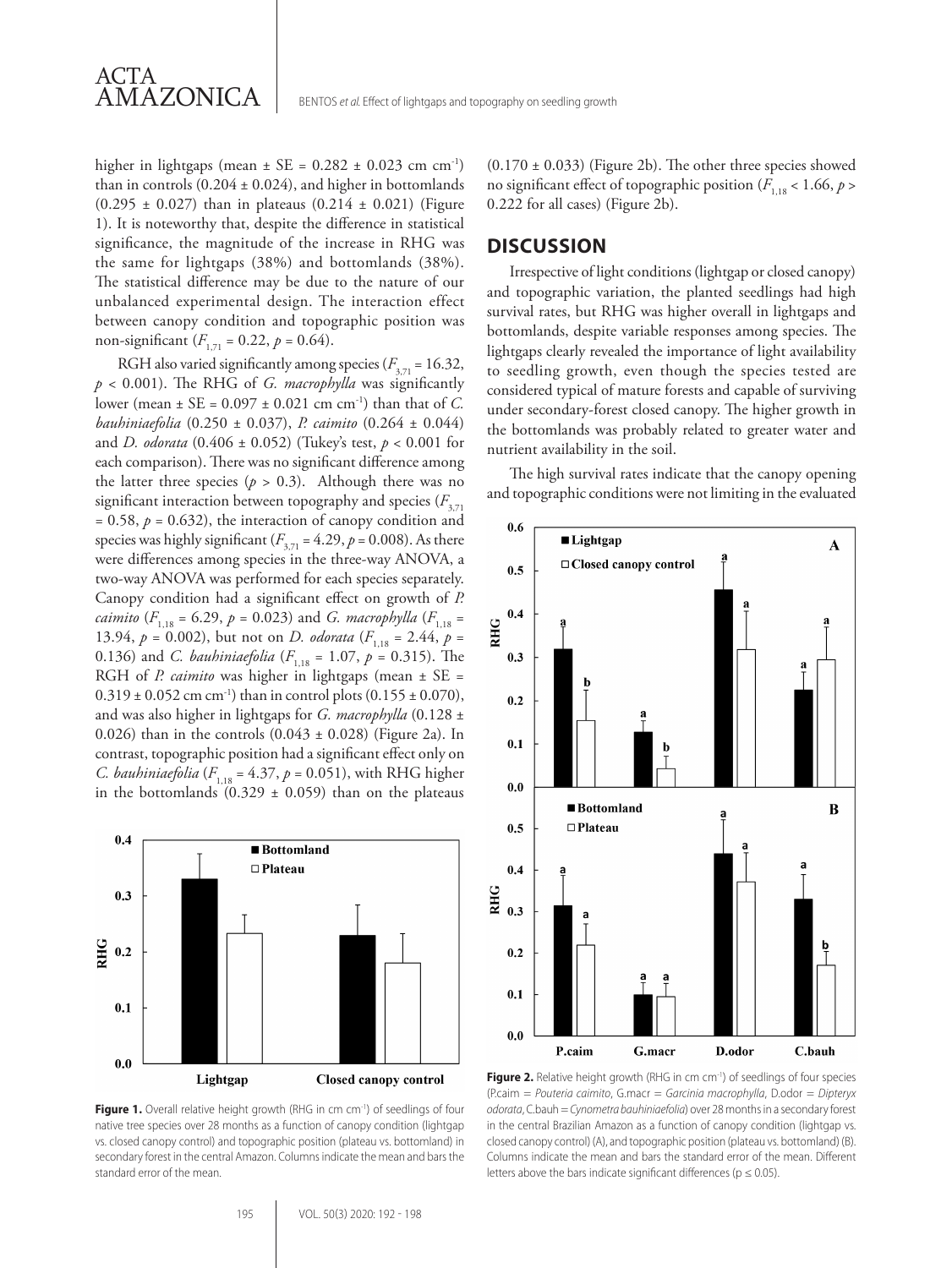higher in lightgaps (mean ± SE = 0.282 ± 0.023 cm cm$^{-1}$) than in controls (0.204 ± 0.024), and higher in bottomlands (0.295 ± 0.027) than in plateaus (0.214 ± 0.021) (Figure 1). It is noteworthy that, despite the difference in statistical significance, the magnitude of the increase in RHG was the same for lightgaps (38%) and bottomlands (38%). The statistical difference may be due to the nature of our unbalanced experimental design. The interaction effect between canopy condition and topographic position was non-significant ($F_{1,71}$ = 0.22, $p$ = 0.64).

RGH also varied significantly among species ($F_{3,71}$ = 16.32, $p$ < 0.001). The RHG of *G. macrophylla* was significantly lower (mean ± SE = 0.097 ± 0.021 cm cm$^{-1}$) than that of *C. bauhiniaefolia* (0.250 ± 0.037), *P. caimito* (0.264 ± 0.044) and *D. odorata* (0.406 ± 0.052) (Tukey's test, $p$ < 0.001 for each comparison). There was no significant difference among the latter three species ($p$ > 0.3). Although there was no significant interaction between topography and species ($F_{3,71}$ = 0.58, $p$ = 0.632), the interaction of canopy condition and species was highly significant ($F_{3,71}$ = 4.29, $p$ = 0.008). As there were differences among species in the three-way ANOVA, a two-way ANOVA was performed for each species separately. Canopy condition had a significant effect on growth of *P. caimito* ($F_{1,18}$ = 6.29, $p$ = 0.023) and *G. macrophylla* ($F_{1,18}$ = 13.94, $p$ = 0.002), but not on *D. odorata* ($F_{1,18}$ = 2.44, $p$ = 0.136) and *C. bauhiniaefolia* ($F_{1,18}$ = 1.07, $p$ = 0.315). The RGH of *P. caimito* was higher in lightgaps (mean ± SE = 0.319 ± 0.052 cm cm$^{-1}$) than in control plots (0.155 ± 0.070), and was also higher in lightgaps for *G. macrophylla* (0.128 ± 0.026) than in the controls (0.043 ± 0.028) (Figure 2a). In contrast, topographic position had a significant effect only on *C. bauhiniaefolia* ($F_{1,18}$ = 4.37, $p$ = 0.051), with RHG higher in the bottomlands (0.329 ± 0.059) than on the plateaus (0.170 ± 0.033) (Figure 2b). The other three species showed no significant effect of topographic position ($F_{1,18}$ < 1.66, $p$ > 0.222 for all cases) (Figure 2b).

**Figure 1.** Overall relative height growth (RHG in cm cm$^{-1}$) of seedlings of four native tree species over 28 months as a function of canopy condition (lightgap vs. closed canopy control) and topographic position (plateau vs. bottomland) in secondary forest in the central Amazon. Columns indicate the mean and bars the standard error of the mean.

## DISCUSSION

Irrespective of light conditions (lightgap or closed canopy) and topographic variation, the planted seedlings had high survival rates, but RHG was higher overall in lightgaps and bottomlands, despite variable responses among species. The lightgaps clearly revealed the importance of light availability to seedling growth, even though the species tested are considered typical of mature forests and capable of surviving under secondary-forest closed canopy. The higher growth in the bottomlands was probably related to greater water and nutrient availability in the soil.

The high survival rates indicate that the canopy opening and topographic conditions were not limiting in the evaluated

**Figure 2.** Relative height growth (RHG in cm cm$^{-1}$) of seedlings of four species (P.caim = *Pouteria caimito*, G.macr = *Garcinia macrophylla*, D.odor = *Dipteryx odorata*, C.bauh = *Cynometra bauhiniaefolia*) over 28 months in a secondary forest in the central Brazilian Amazon as a function of canopy condition (lightgap vs. closed canopy control) (A), and topographic position (plateau vs. bottomland) (B). Columns indicate the mean and bars the standard error of the mean. Different letters above the bars indicate significant differences (p ≤ 0.05).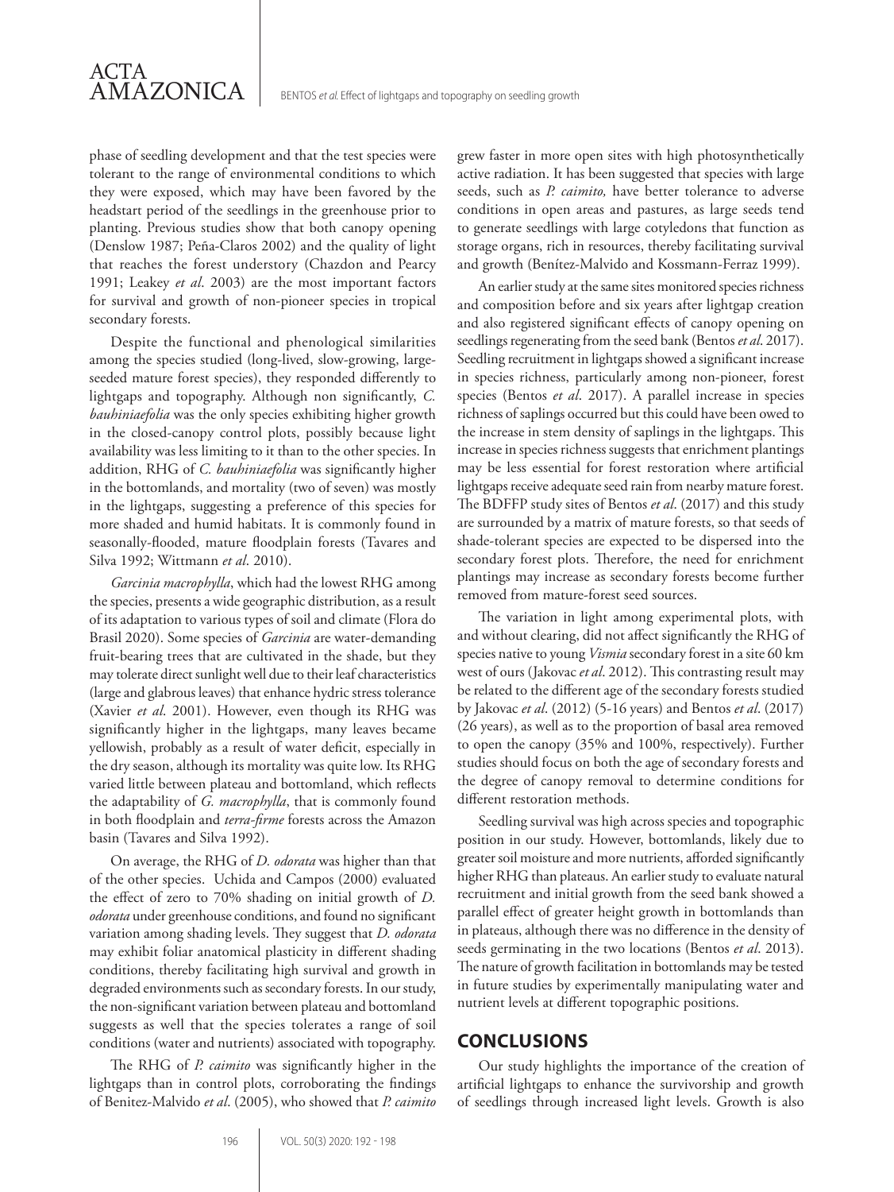phase of seedling development and that the test species were tolerant to the range of environmental conditions to which they were exposed, which may have been favored by the headstart period of the seedlings in the greenhouse prior to planting. Previous studies show that both canopy opening (Denslow 1987; Peña-Claros 2002) and the quality of light that reaches the forest understory (Chazdon and Pearcy 1991; Leakey *et al*. 2003) are the most important factors for survival and growth of non-pioneer species in tropical secondary forests.

Despite the functional and phenological similarities among the species studied (long-lived, slow-growing, large-seeded mature forest species), they responded differently to lightgaps and topography. Although non significantly, *C. bauhiniaefolia* was the only species exhibiting higher growth in the closed-canopy control plots, possibly because light availability was less limiting to it than to the other species. In addition, RHG of *C. bauhiniaefolia* was significantly higher in the bottomlands, and mortality (two of seven) was mostly in the lightgaps, suggesting a preference of this species for more shaded and humid habitats. It is commonly found in seasonally-flooded, mature floodplain forests (Tavares and Silva 1992; Wittmann *et al*. 2010).

*Garcinia macrophylla*, which had the lowest RHG among the species, presents a wide geographic distribution, as a result of its adaptation to various types of soil and climate (Flora do Brasil 2020). Some species of *Garcinia* are water-demanding fruit-bearing trees that are cultivated in the shade, but they may tolerate direct sunlight well due to their leaf characteristics (large and glabrous leaves) that enhance hydric stress tolerance (Xavier *et al*. 2001). However, even though its RHG was significantly higher in the lightgaps, many leaves became yellowish, probably as a result of water deficit, especially in the dry season, although its mortality was quite low. Its RHG varied little between plateau and bottomland, which reflects the adaptability of *G. macrophylla*, that is commonly found in both floodplain and *terra-firme* forests across the Amazon basin (Tavares and Silva 1992).

On average, the RHG of *D. odorata* was higher than that of the other species. Uchida and Campos (2000) evaluated the effect of zero to 70% shading on initial growth of *D. odorata* under greenhouse conditions, and found no significant variation among shading levels. They suggest that *D. odorata* may exhibit foliar anatomical plasticity in different shading conditions, thereby facilitating high survival and growth in degraded environments such as secondary forests. In our study, the non-significant variation between plateau and bottomland suggests as well that the species tolerates a range of soil conditions (water and nutrients) associated with topography.

The RHG of *P. caimito* was significantly higher in the lightgaps than in control plots, corroborating the findings of Benitez-Malvido *et al*. (2005), who showed that *P. caimito* grew faster in more open sites with high photosynthetically active radiation. It has been suggested that species with large seeds, such as *P. caimito,* have better tolerance to adverse conditions in open areas and pastures, as large seeds tend to generate seedlings with large cotyledons that function as storage organs, rich in resources, thereby facilitating survival and growth (Benítez-Malvido and Kossmann-Ferraz 1999).

An earlier study at the same sites monitored species richness and composition before and six years after lightgap creation and also registered significant effects of canopy opening on seedlings regenerating from the seed bank (Bentos *et al*. 2017). Seedling recruitment in lightgaps showed a significant increase in species richness, particularly among non-pioneer, forest species (Bentos *et al*. 2017). A parallel increase in species richness of saplings occurred but this could have been owed to the increase in stem density of saplings in the lightgaps. This increase in species richness suggests that enrichment plantings may be less essential for forest restoration where artificial lightgaps receive adequate seed rain from nearby mature forest. The BDFFP study sites of Bentos *et al*. (2017) and this study are surrounded by a matrix of mature forests, so that seeds of shade-tolerant species are expected to be dispersed into the secondary forest plots. Therefore, the need for enrichment plantings may increase as secondary forests become further removed from mature-forest seed sources.

The variation in light among experimental plots, with and without clearing, did not affect significantly the RHG of species native to young *Vismia* secondary forest in a site 60 km west of ours (Jakovac *et al*. 2012). This contrasting result may be related to the different age of the secondary forests studied by Jakovac *et al*. (2012) (5-16 years) and Bentos *et al*. (2017) (26 years), as well as to the proportion of basal area removed to open the canopy (35% and 100%, respectively). Further studies should focus on both the age of secondary forests and the degree of canopy removal to determine conditions for different restoration methods.

Seedling survival was high across species and topographic position in our study. However, bottomlands, likely due to greater soil moisture and more nutrients, afforded significantly higher RHG than plateaus. An earlier study to evaluate natural recruitment and initial growth from the seed bank showed a parallel effect of greater height growth in bottomlands than in plateaus, although there was no difference in the density of seeds germinating in the two locations (Bentos *et al*. 2013). The nature of growth facilitation in bottomlands may be tested in future studies by experimentally manipulating water and nutrient levels at different topographic positions.

## CONCLUSIONS

Our study highlights the importance of the creation of artificial lightgaps to enhance the survivorship and growth of seedlings through increased light levels. Growth is also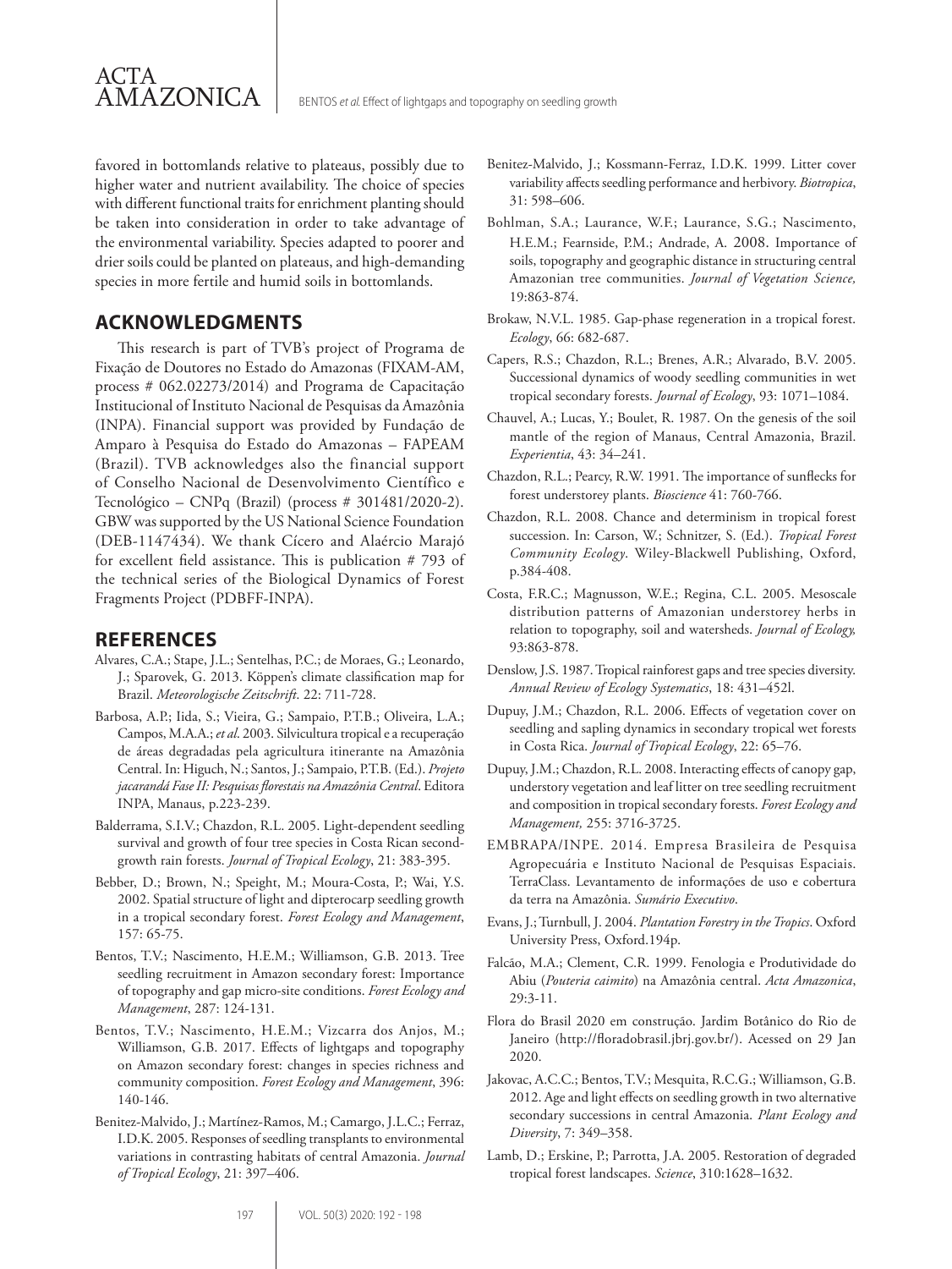favored in bottomlands relative to plateaus, possibly due to higher water and nutrient availability. The choice of species with different functional traits for enrichment planting should be taken into consideration in order to take advantage of the environmental variability. Species adapted to poorer and drier soils could be planted on plateaus, and high-demanding species in more fertile and humid soils in bottomlands.

## ACKNOWLEDGMENTS

This research is part of TVB's project of Programa de Fixação de Doutores no Estado do Amazonas (FIXAM-AM, process # 062.02273/2014) and Programa de Capacitação Institucional of Instituto Nacional de Pesquisas da Amazônia (INPA). Financial support was provided by Fundação de Amparo à Pesquisa do Estado do Amazonas – FAPEAM (Brazil). TVB acknowledges also the financial support of Conselho Nacional de Desenvolvimento Científico e Tecnológico – CNPq (Brazil) (process # 301481/2020-2). GBW was supported by the US National Science Foundation (DEB-1147434). We thank Cícero and Alaércio Marajó for excellent field assistance. This is publication # 793 of the technical series of the Biological Dynamics of Forest Fragments Project (PDBFF-INPA).

## REFERENCES

Alvares, C.A.; Stape, J.L.; Sentelhas, P.C.; de Moraes, G.; Leonardo, J.; Sparovek, G. 2013. Köppen's climate classification map for Brazil. *Meteorologische Zeitschrift*. 22: 711-728.

Barbosa, A.P.; Iida, S.; Vieira, G.; Sampaio, P.T.B.; Oliveira, L.A.; Campos, M.A.A.; *et al*. 2003. Silvicultura tropical e a recuperação de áreas degradadas pela agricultura itinerante na Amazônia Central. In: Higuch, N.; Santos, J.; Sampaio, P.T.B. (Ed.). *Projeto jacarandá Fase II: Pesquisas florestais na Amazônia Central*. Editora INPA, Manaus, p.223-239.

Balderrama, S.I.V.; Chazdon, R.L. 2005. Light-dependent seedling survival and growth of four tree species in Costa Rican second-growth rain forests. *Journal of Tropical Ecology*, 21: 383-395.

Bebber, D.; Brown, N.; Speight, M.; Moura-Costa, P.; Wai, Y.S. 2002. Spatial structure of light and dipterocarp seedling growth in a tropical secondary forest. *Forest Ecology and Management*, 157: 65-75.

Bentos, T.V.; Nascimento, H.E.M.; Williamson, G.B. 2013. Tree seedling recruitment in Amazon secondary forest: Importance of topography and gap micro-site conditions. *Forest Ecology and Management*, 287: 124-131.

Bentos, T.V.; Nascimento, H.E.M.; Vizcarra dos Anjos, M.; Williamson, G.B. 2017. Effects of lightgaps and topography on Amazon secondary forest: changes in species richness and community composition. *Forest Ecology and Management*, 396: 140-146.

Benitez-Malvido, J.; Martínez-Ramos, M.; Camargo, J.L.C.; Ferraz, I.D.K. 2005. Responses of seedling transplants to environmental variations in contrasting habitats of central Amazonia. *Journal of Tropical Ecology*, 21: 397–406.

Benitez-Malvido, J.; Kossmann-Ferraz, I.D.K. 1999. Litter cover variability affects seedling performance and herbivory. *Biotropica*, 31: 598–606.

Bohlman, S.A.; Laurance, W.F.; Laurance, S.G.; Nascimento, H.E.M.; Fearnside, P.M.; Andrade, A. 2008. Importance of soils, topography and geographic distance in structuring central Amazonian tree communities. *Journal of Vegetation Science,* 19:863-874.

Brokaw, N.V.L. 1985. Gap-phase regeneration in a tropical forest. *Ecology*, 66: 682-687.

Capers, R.S.; Chazdon, R.L.; Brenes, A.R.; Alvarado, B.V. 2005. Successional dynamics of woody seedling communities in wet tropical secondary forests. *Journal of Ecology*, 93: 1071–1084.

Chauvel, A.; Lucas, Y.; Boulet, R. 1987. On the genesis of the soil mantle of the region of Manaus, Central Amazonia, Brazil. *Experientia*, 43: 34–241.

Chazdon, R.L.; Pearcy, R.W. 1991. The importance of sunflecks for forest understorey plants. *Bioscience* 41: 760-766.

Chazdon, R.L. 2008. Chance and determinism in tropical forest succession. In: Carson, W.; Schnitzer, S. (Ed.). *Tropical Forest Community Ecology*. Wiley-Blackwell Publishing, Oxford, p.384-408.

Costa, F.R.C.; Magnusson, W.E.; Regina, C.L. 2005. Mesoscale distribution patterns of Amazonian understorey herbs in relation to topography, soil and watersheds. *Journal of Ecology,* 93:863-878.

Denslow, J.S. 1987. Tropical rainforest gaps and tree species diversity. *Annual Review of Ecology Systematics*, 18: 431–452l.

Dupuy, J.M.; Chazdon, R.L. 2006. Effects of vegetation cover on seedling and sapling dynamics in secondary tropical wet forests in Costa Rica. *Journal of Tropical Ecology*, 22: 65–76.

Dupuy, J.M.; Chazdon, R.L. 2008. Interacting effects of canopy gap, understory vegetation and leaf litter on tree seedling recruitment and composition in tropical secondary forests. *Forest Ecology and Management,* 255: 3716-3725.

EMBRAPA/INPE. 2014. Empresa Brasileira de Pesquisa Agropecuária e Instituto Nacional de Pesquisas Espaciais. TerraClass. Levantamento de informações de uso e cobertura da terra na Amazônia. *Sumário Executivo*.

Evans, J.; Turnbull, J. 2004. *Plantation Forestry in the Tropics*. Oxford University Press, Oxford.194p.

Falcão, M.A.; Clement, C.R. 1999. Fenologia e Produtividade do Abiu (*Pouteria caimito*) na Amazônia central. *Acta Amazonica*, 29:3-11.

Flora do Brasil 2020 em construção. Jardim Botânico do Rio de Janeiro (http://floradobrasil.jbrj.gov.br/). Acessed on 29 Jan 2020.

Jakovac, A.C.C.; Bentos, T.V.; Mesquita, R.C.G.; Williamson, G.B. 2012. Age and light effects on seedling growth in two alternative secondary successions in central Amazonia. *Plant Ecology and Diversity*, 7: 349–358.

Lamb, D.; Erskine, P.; Parrotta, J.A. 2005. Restoration of degraded tropical forest landscapes. *Science*, 310:1628–1632.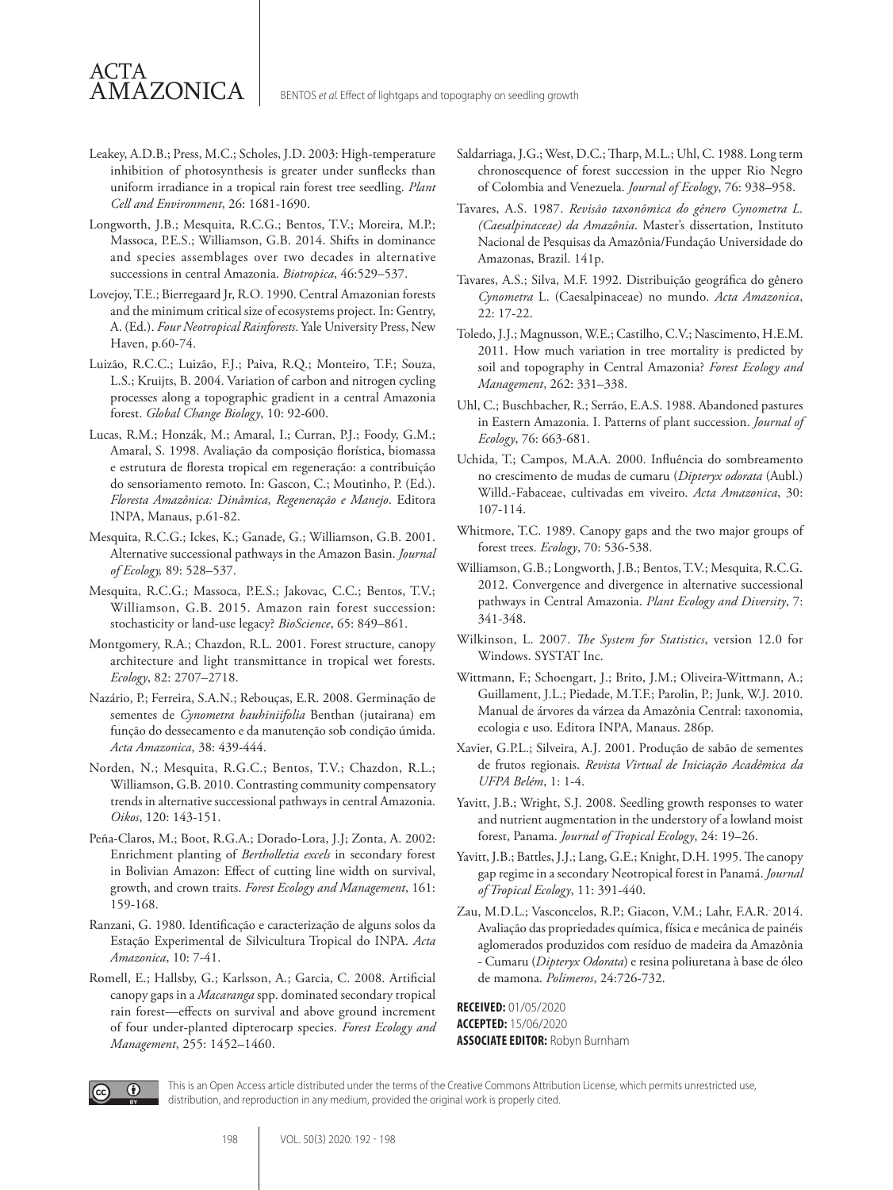Leakey, A.D.B.; Press, M.C.; Scholes, J.D. 2003: High-temperature inhibition of photosynthesis is greater under sunflecks than uniform irradiance in a tropical rain forest tree seedling. *Plant Cell and Environment*, 26: 1681-1690.

Longworth, J.B.; Mesquita, R.C.G.; Bentos, T.V.; Moreira, M.P.; Massoca, P.E.S.; Williamson, G.B. 2014. Shifts in dominance and species assemblages over two decades in alternative successions in central Amazonia. *Biotropica*, 46:529–537.

Lovejoy, T.E.; Bierregaard Jr, R.O. 1990. Central Amazonian forests and the minimum critical size of ecosystems project. In: Gentry, A. (Ed.). *Four Neotropical Rainforests*. Yale University Press, New Haven, p.60-74.

Luizão, R.C.C.; Luizão, F.J.; Paiva, R.Q.; Monteiro, T.F.; Souza, L.S.; Kruijts, B. 2004. Variation of carbon and nitrogen cycling processes along a topographic gradient in a central Amazonia forest. *Global Change Biology*, 10: 92-600.

Lucas, R.M.; Honzák, M.; Amaral, I.; Curran, P.J.; Foody, G.M.; Amaral, S. 1998. Avaliação da composição florística, biomassa e estrutura de floresta tropical em regeneração: a contribuição do sensoriamento remoto. In: Gascon, C.; Moutinho, P. (Ed.). *Floresta Amazônica: Dinâmica, Regeneração e Manejo*. Editora INPA, Manaus, p.61-82.

Mesquita, R.C.G.; Ickes, K.; Ganade, G.; Williamson, G.B. 2001. Alternative successional pathways in the Amazon Basin. *Journal of Ecology,* 89: 528–537.

Mesquita, R.C.G.; Massoca, P.E.S.; Jakovac, C.C.; Bentos, T.V.; Williamson, G.B. 2015. Amazon rain forest succession: stochasticity or land-use legacy? *BioScience*, 65: 849–861.

Montgomery, R.A.; Chazdon, R.L. 2001. Forest structure, canopy architecture and light transmittance in tropical wet forests. *Ecology*, 82: 2707–2718.

Nazário, P.; Ferreira, S.A.N.; Rebouças, E.R. 2008. Germinação de sementes de *Cynometra bauhiniifolia* Benthan (jutairana) em função do dessecamento e da manutenção sob condição úmida. *Acta Amazonica*, 38: 439-444.

Norden, N.; Mesquita, R.G.C.; Bentos, T.V.; Chazdon, R.L.; Williamson, G.B. 2010. Contrasting community compensatory trends in alternative successional pathways in central Amazonia. *Oikos*, 120: 143-151.

Peña-Claros, M.; Boot, R.G.A.; Dorado-Lora, J.J; Zonta, A. 2002: Enrichment planting of *Bertholletia excels* in secondary forest in Bolivian Amazon: Effect of cutting line width on survival, growth, and crown traits. *Forest Ecology and Management*, 161: 159-168.

Ranzani, G. 1980. Identificação e caracterização de alguns solos da Estação Experimental de Silvicultura Tropical do INPA. *Acta Amazonica*, 10: 7-41.

Romell, E.; Hallsby, G.; Karlsson, A.; Garcia, C. 2008. Artificial canopy gaps in a *Macaranga* spp. dominated secondary tropical rain forest—effects on survival and above ground increment of four under-planted dipterocarp species. *Forest Ecology and Management*, 255: 1452–1460.

Saldarriaga, J.G.; West, D.C.; Tharp, M.L.; Uhl, C. 1988. Long term chronosequence of forest succession in the upper Rio Negro of Colombia and Venezuela. *Journal of Ecology*, 76: 938–958.

Tavares, A.S. 1987. *Revisão taxonômica do gênero Cynometra L. (Caesalpinaceae) da Amazônia*. Master's dissertation, Instituto Nacional de Pesquisas da Amazônia/Fundação Universidade do Amazonas, Brazil. 141p.

Tavares, A.S.; Silva, M.F. 1992. Distribuição geográfica do gênero *Cynometra* L. (Caesalpinaceae) no mundo. *Acta Amazonica*, 22: 17-22.

Toledo, J.J.; Magnusson, W.E.; Castilho, C.V.; Nascimento, H.E.M. 2011. How much variation in tree mortality is predicted by soil and topography in Central Amazonia? *Forest Ecology and Management*, 262: 331–338.

Uhl, C.; Buschbacher, R.; Serrão, E.A.S. 1988. Abandoned pastures in Eastern Amazonia. I. Patterns of plant succession. *Journal of Ecology*, 76: 663-681.

Uchida, T.; Campos, M.A.A. 2000. Influência do sombreamento no crescimento de mudas de cumaru (*Dipteryx odorata* (Aubl.) Willd.-Fabaceae, cultivadas em viveiro. *Acta Amazonica*, 30: 107-114.

Whitmore, T.C. 1989. Canopy gaps and the two major groups of forest trees. *Ecology*, 70: 536-538.

Williamson, G.B.; Longworth, J.B.; Bentos, T.V.; Mesquita, R.C.G. 2012. Convergence and divergence in alternative successional pathways in Central Amazonia. *Plant Ecology and Diversity*, 7: 341-348.

Wilkinson, L. 2007. *The System for Statistics*, version 12.0 for Windows. SYSTAT Inc.

Wittmann, F.; Schoengart, J.; Brito, J.M.; Oliveira-Wittmann, A.; Guillament, J.L.; Piedade, M.T.F.; Parolin, P.; Junk, W.J. 2010. Manual de árvores da várzea da Amazônia Central: taxonomia, ecologia e uso. Editora INPA, Manaus. 286p.

Xavier, G.P.L.; Silveira, A.J. 2001. Produção de sabão de sementes de frutos regionais. *Revista Virtual de Iniciação Acadêmica da UFPA Belém*, 1: 1-4.

Yavitt, J.B.; Wright, S.J. 2008. Seedling growth responses to water and nutrient augmentation in the understory of a lowland moist forest, Panama. *Journal of Tropical Ecology*, 24: 19–26.

Yavitt, J.B.; Battles, J.J.; Lang, G.E.; Knight, D.H. 1995. The canopy gap regime in a secondary Neotropical forest in Panamá. *Journal of Tropical Ecology*, 11: 391-440.

Zau, M.D.L.; Vasconcelos, R.P.; Giacon, V.M.; Lahr, F.A.R. 2014. Avaliação das propriedades química, física e mecânica de painéis aglomerados produzidos com resíduo de madeira da Amazônia - Cumaru (*Dipteryx Odorata*) e resina poliuretana à base de óleo de mamona. *Polimeros*, 24:726-732.

**RECEIVED:** 01/05/2020
**ACCEPTED:** 15/06/2020
**ASSOCIATE EDITOR:** Robyn Burnham

This is an Open Access article distributed under the terms of the Creative Commons Attribution License, which permits unrestricted use, distribution, and reproduction in any medium, provided the original work is properly cited.